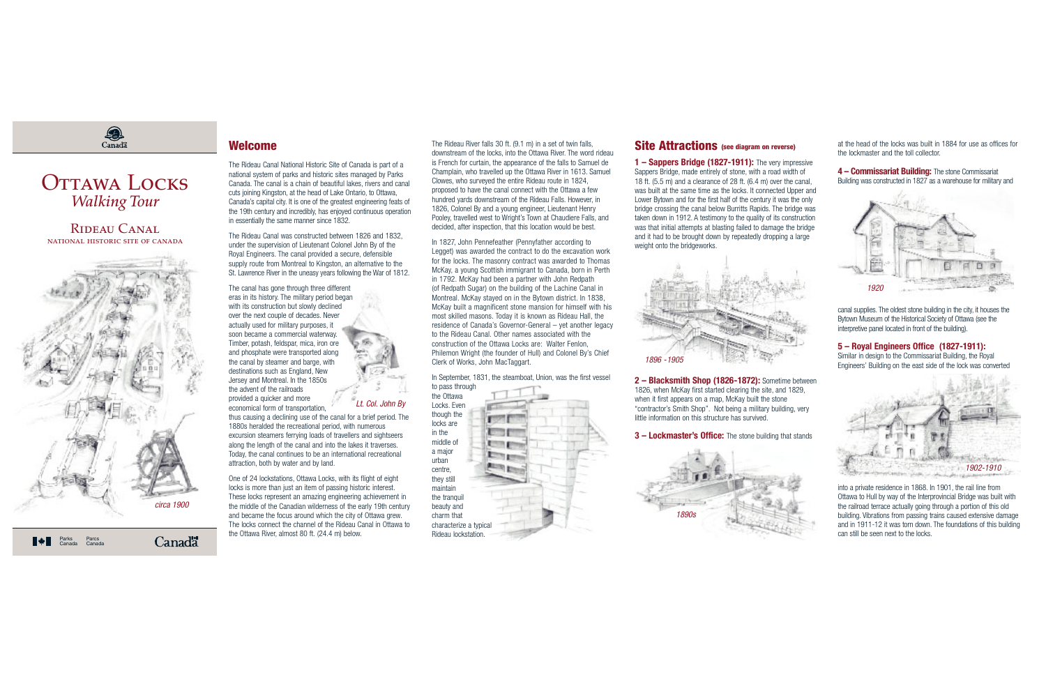# Ottawa Locks
## *Walking Tour*

### Rideau Canal
National Historic Site of Canada

*circa 1900*

## Welcome

The Rideau Canal National Historic Site of Canada is part of a national system of parks and historic sites managed by Parks Canada. The canal is a chain of beautiful lakes, rivers and canal cuts joining Kingston, at the head of Lake Ontario, to Ottawa, Canada's capital city. It is one of the greatest engineering feats of the 19th century and incredibly, has enjoyed continuous operation in essentially the same manner since 1832.

The Rideau Canal was constructed between 1826 and 1832, under the supervision of Lieutenant Colonel John By of the Royal Engineers. The canal provided a secure, defensible supply route from Montreal to Kingston, an alternative to the St. Lawrence River in the uneasy years following the War of 1812.

The canal has gone through three different eras in its history. The military period began with its construction but slowly declined over the next couple of decades. Never actually used for military purposes, it soon became a commercial waterway. Timber, potash, feldspar, mica, iron ore and phosphate were transported along the canal by steamer and barge, with destinations such as England, New Jersey and Montreal. In the 1850s the advent of the railroads provided a quicker and more economical form of transportation, thus causing a declining use of the canal for a brief period. The 1880s heralded the recreational period, with numerous excursion steamers ferrying loads of travellers and sightseers along the length of the canal and into the lakes it traverses. Today, the canal continues to be an international recreational attraction, both by water and by land.

*Lt. Col. John By*

One of 24 lockstations, Ottawa Locks, with its flight of eight locks is more than just an item of passing historic interest. These locks represent an amazing engineering achievement in the middle of the Canadian wilderness of the early 19th century and became the focus around which the city of Ottawa grew. The locks connect the channel of the Rideau Canal in Ottawa to the Ottawa River, almost 80 ft. (24.4 m) below.

The Rideau River falls 30 ft. (9.1 m) in a set of twin falls, downstream of the locks, into the Ottawa River. The word rideau is French for curtain, the appearance of the falls to Samuel de Champlain, who travelled up the Ottawa River in 1613. Samuel Clowes, who surveyed the entire Rideau route in 1824, proposed to have the canal connect with the Ottawa a few hundred yards downstream of the Rideau Falls. However, in 1826, Colonel By and a young engineer, Lieutenant Henry Pooley, travelled west to Wright's Town at Chaudiere Falls, and decided, after inspection, that this location would be best.

In 1827, John Pennefeather (Pennyfather according to Legget) was awarded the contract to do the excavation work for the locks. The masonry contract was awarded to Thomas McKay, a young Scottish immigrant to Canada, born in Perth in 1792. McKay had been a partner with John Redpath (of Redpath Sugar) on the building of the Lachine Canal in Montreal. McKay stayed on in the Bytown district. In 1838, McKay built a magnificent stone mansion for himself with his most skilled masons. Today it is known as Rideau Hall, the residence of Canada's Governor-General – yet another legacy to the Rideau Canal. Other names associated with the construction of the Ottawa Locks are: Walter Fenlon, Philemon Wright (the founder of Hull) and Colonel By's Chief Clerk of Works, John MacTaggart.

In September, 1831, the steamboat, Union, was the first vessel to pass through the Ottawa Locks. Even though the locks are in the middle of a major urban centre, they still maintain the tranquil beauty and charm that characterize a typical Rideau lockstation.

## Site Attractions (see diagram on reverse)

**1 – Sappers Bridge (1827-1911):** The very impressive Sappers Bridge, made entirely of stone, with a road width of 18 ft. (5.5 m) and a clearance of 28 ft. (6.4 m) over the canal, was built at the same time as the locks. It connected Upper and Lower Bytown and for the first half of the century it was the only bridge crossing the canal below Burritts Rapids. The bridge was taken down in 1912. A testimony to the quality of its construction was that initial attempts at blasting failed to damage the bridge and it had to be brought down by repeatedly dropping a large weight onto the bridgeworks.

*1896 -1905*

**2 – Blacksmith Shop (1826-1872):** Sometime between 1826, when McKay first started clearing the site, and 1829, when it first appears on a map, McKay built the stone "contractor's Smith Shop". Not being a military building, very little information on this structure has survived.

**3 – Lockmaster's Office:** The stone building that stands at the head of the locks was built in 1884 for use as offices for the lockmaster and the toll collector.

*1890s*

**4 – Commissariat Building:** The stone Commissariat Building was constructed in 1827 as a warehouse for military and canal supplies. The oldest stone building in the city, it houses the Bytown Museum of the Historical Society of Ottawa (see the interpretive panel located in front of the building).

*1920*

**5 – Royal Engineers Office (1827-1911):** Similar in design to the Commissariat Building, the Royal Engineers' Building on the east side of the lock was converted into a private residence in 1868. In 1901, the rail line from Ottawa to Hull by way of the Interprovincial Bridge was built with the railroad terrace actually going through a portion of this old building. Vibrations from passing trains caused extensive damage and in 1911-12 it was torn down. The foundations of this building can still be seen next to the locks.

*1902-1910*

Parks Canada / Parcs Canada

Canada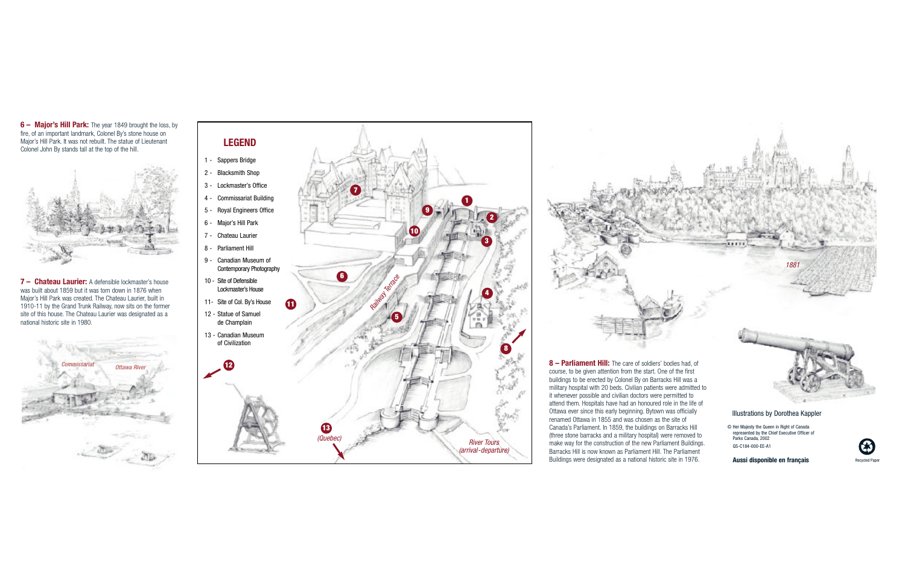**6 – Major's Hill Park:** The year 1849 brought the loss, by fire, of an important landmark, Colonel By's stone house on Major's Hill Park. It was not rebuilt. The statue of Lieutenant Colonel John By stands tall at the top of the hill.

**7 – Chateau Laurier:** A defensible lockmaster's house was built about 1859 but it was torn down in 1876 when Major's Hill Park was created. The Chateau Laurier, built in 1910-11 by the Grand Trunk Railway, now sits on the former site of this house. The Chateau Laurier was designated as a national historic site in 1980.

*Commissariat*

*Ottawa River*

## LEGEND

1 - Sappers Bridge
2 - Blacksmith Shop
3 - Lockmaster's Office
4 - Commissariat Building
5 - Royal Engineers Office
6 - Major's Hill Park
7 - Chateau Laurier
8 - Parliament Hill
9 - Canadian Museum of Contemporary Photography
10 - Site of Defensible Lockmaster's House
11- Site of Col. By's House
12 - Statue of Samuel de Champlain
13 - Canadian Museum of Civilization

*Railway Terrace*

*(Quebec)*

*River Tours (arrival-departure)*

*1881*

**8 – Parliament Hill:** The care of soldiers' bodies had, of course, to be given attention from the start. One of the first buildings to be erected by Colonel By on Barracks Hill was a military hospital with 20 beds. Civilian patients were admitted to it whenever possible and civilian doctors were permitted to attend them. Hospitals have had an honoured role in the life of Ottawa ever since this early beginning. Bytown was officially renamed Ottawa in 1855 and was chosen as the site of Canada's Parliament. In 1859, the buildings on Barracks Hill (three stone barracks and a military hospital) were removed to make way for the construction of the new Parliament Buildings. Barracks Hill is now known as Parliament Hill. The Parliament Buildings were designated as a national historic site in 1976.

Illustrations by Dorothea Kappler

© Her Majesty the Queen in Right of Canada represented by the Chief Executive Officer of Parks Canada, 2002
QS-C184-000-EE-A1

**Aussi disponible en français**

Recycled Paper